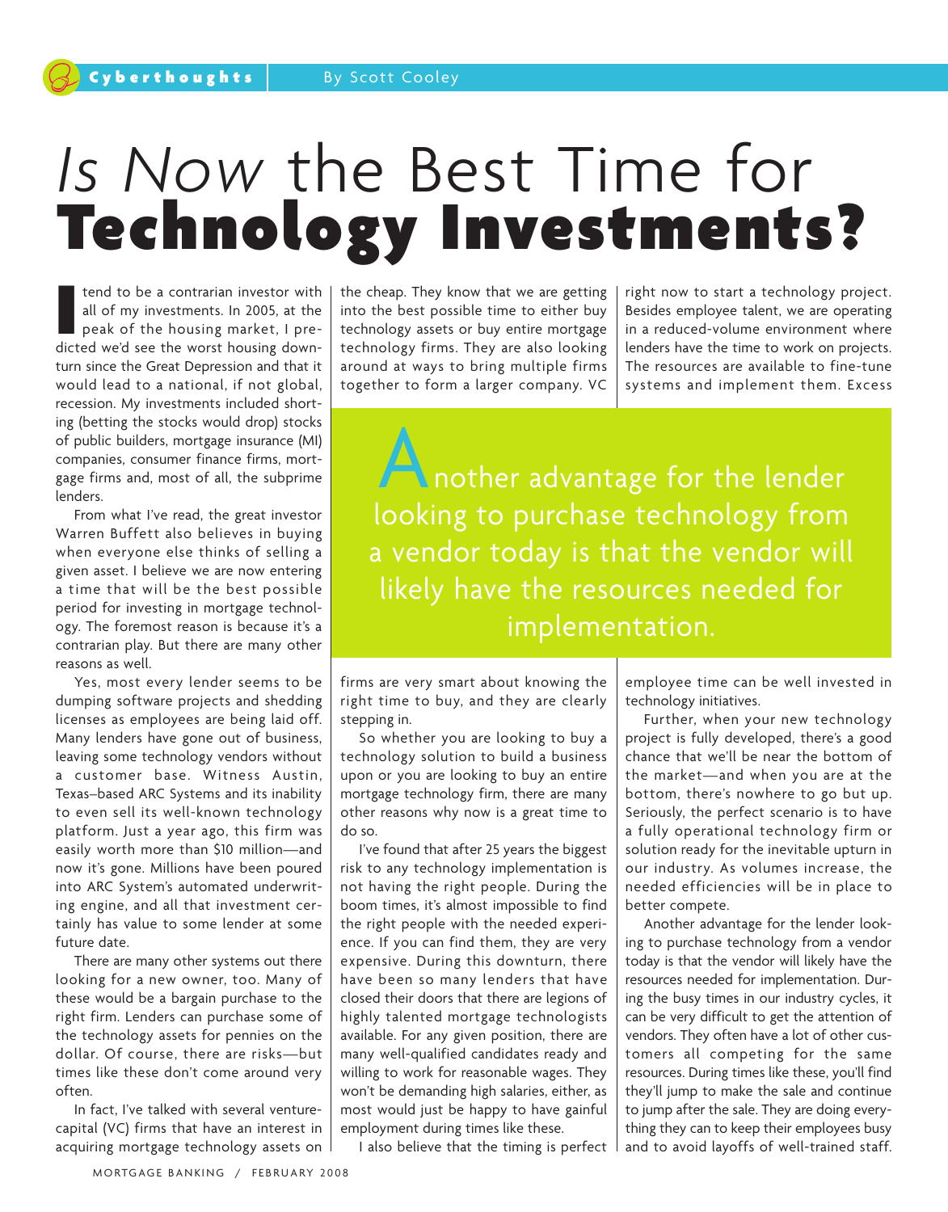Cyberthoughts | By Scott Cooley

# *Is Now* the Best Time for **Technology Investments?**

I tend to be a contrarian investor with all of my investments. In 2005, at the peak of the housing market, I predicted we'd see the worst housing downturn since the Great Depression and that it would lead to a national, if not global, recession. My investments included shorting (betting the stocks would drop) stocks of public builders, mortgage insurance (MI) companies, consumer finance firms, mortgage firms and, most of all, the subprime lenders.

From what I've read, the great investor Warren Buffett also believes in buying when everyone else thinks of selling a given asset. I believe we are now entering a time that will be the best possible period for investing in mortgage technology. The foremost reason is because it's a contrarian play. But there are many other reasons as well.

Yes, most every lender seems to be dumping software projects and shedding licenses as employees are being laid off. Many lenders have gone out of business, leaving some technology vendors without a customer base. Witness Austin, Texas–based ARC Systems and its inability to even sell its well-known technology platform. Just a year ago, this firm was easily worth more than $10 million—and now it's gone. Millions have been poured into ARC System's automated underwriting engine, and all that investment certainly has value to some lender at some future date.

There are many other systems out there looking for a new owner, too. Many of these would be a bargain purchase to the right firm. Lenders can purchase some of the technology assets for pennies on the dollar. Of course, there are risks—but times like these don't come around very often.

In fact, I've talked with several venture-capital (VC) firms that have an interest in acquiring mortgage technology assets on the cheap. They know that we are getting into the best possible time to either buy technology assets or buy entire mortgage technology firms. They are also looking around at ways to bring multiple firms together to form a larger company. VC firms are very smart about knowing the right time to buy, and they are clearly stepping in.

So whether you are looking to buy a technology solution to build a business upon or you are looking to buy an entire mortgage technology firm, there are many other reasons why now is a great time to do so.

I've found that after 25 years the biggest risk to any technology implementation is not having the right people. During the boom times, it's almost impossible to find the right people with the needed experience. If you can find them, they are very expensive. During this downturn, there have been so many lenders that have closed their doors that there are legions of highly talented mortgage technologists available. For any given position, there are many well-qualified candidates ready and willing to work for reasonable wages. They won't be demanding high salaries, either, as most would just be happy to have gainful employment during times like these.

I also believe that the timing is perfect right now to start a technology project. Besides employee talent, we are operating in a reduced-volume environment where lenders have the time to work on projects. The resources are available to fine-tune systems and implement them. Excess employee time can be well invested in technology initiatives.

> Another advantage for the lender looking to purchase technology from a vendor today is that the vendor will likely have the resources needed for implementation.

Further, when your new technology project is fully developed, there's a good chance that we'll be near the bottom of the market—and when you are at the bottom, there's nowhere to go but up. Seriously, the perfect scenario is to have a fully operational technology firm or solution ready for the inevitable upturn in our industry. As volumes increase, the needed efficiencies will be in place to better compete.

Another advantage for the lender looking to purchase technology from a vendor today is that the vendor will likely have the resources needed for implementation. During the busy times in our industry cycles, it can be very difficult to get the attention of vendors. They often have a lot of other customers all competing for the same resources. During times like these, you'll find they'll jump to make the sale and continue to jump after the sale. They are doing everything they can to keep their employees busy and to avoid layoffs of well-trained staff.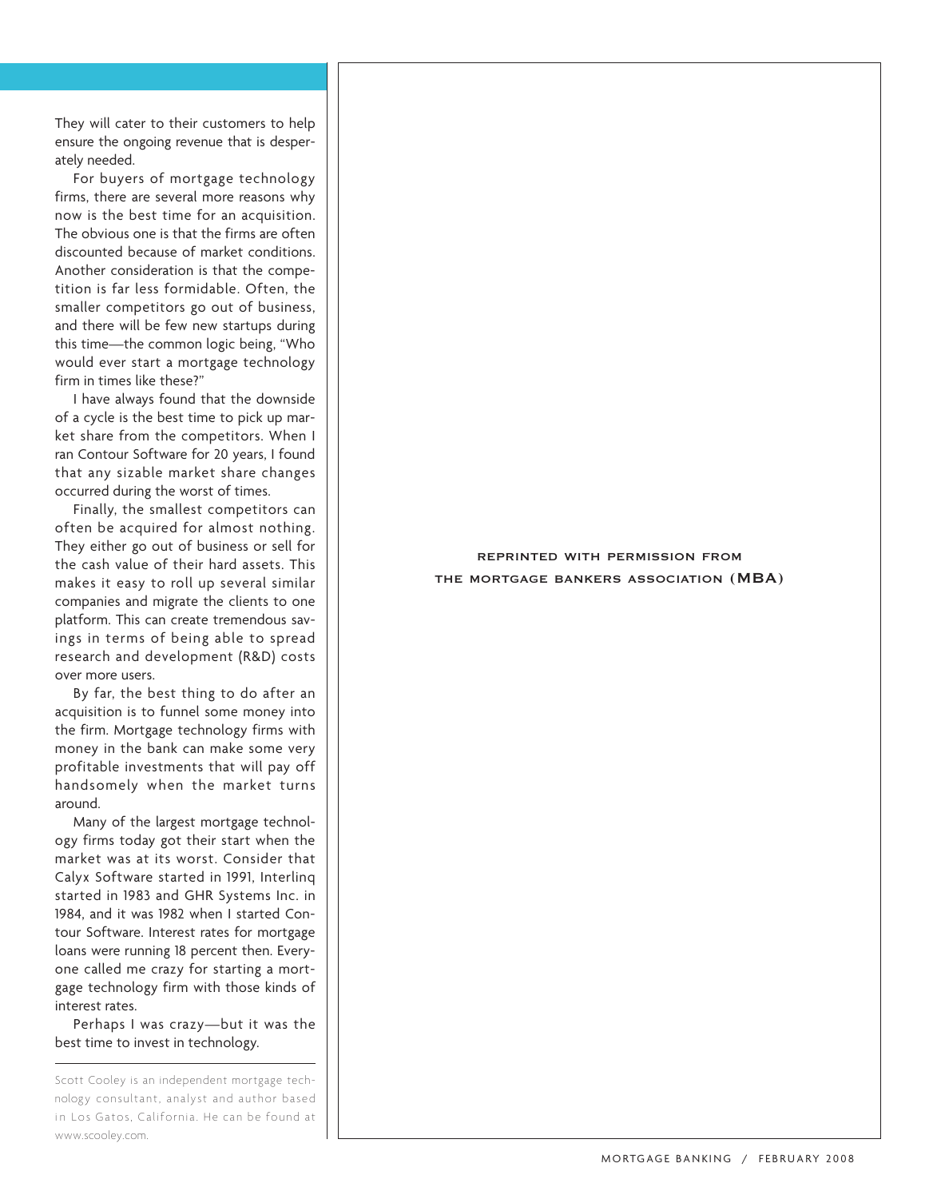They will cater to their customers to help ensure the ongoing revenue that is desperately needed.

For buyers of mortgage technology firms, there are several more reasons why now is the best time for an acquisition. The obvious one is that the firms are often discounted because of market conditions. Another consideration is that the competition is far less formidable. Often, the smaller competitors go out of business, and there will be few new startups during this time—the common logic being, "Who would ever start a mortgage technology firm in times like these?"

I have always found that the downside of a cycle is the best time to pick up market share from the competitors. When I ran Contour Software for 20 years, I found that any sizable market share changes occurred during the worst of times.

Finally, the smallest competitors can often be acquired for almost nothing. They either go out of business or sell for the cash value of their hard assets. This makes it easy to roll up several similar companies and migrate the clients to one platform. This can create tremendous savings in terms of being able to spread research and development (R&D) costs over more users.

By far, the best thing to do after an acquisition is to funnel some money into the firm. Mortgage technology firms with money in the bank can make some very profitable investments that will pay off handsomely when the market turns around.

Many of the largest mortgage technology firms today got their start when the market was at its worst. Consider that Calyx Software started in 1991, Interlinq started in 1983 and GHR Systems Inc. in 1984, and it was 1982 when I started Contour Software. Interest rates for mortgage loans were running 18 percent then. Everyone called me crazy for starting a mortgage technology firm with those kinds of interest rates.

Perhaps I was crazy—but it was the best time to invest in technology.

---

Scott Cooley is an independent mortgage technology consultant, analyst and author based in Los Gatos, California. He can be found at www.scooley.com.

REPRINTED WITH PERMISSION FROM THE MORTGAGE BANKERS ASSOCIATION (MBA)